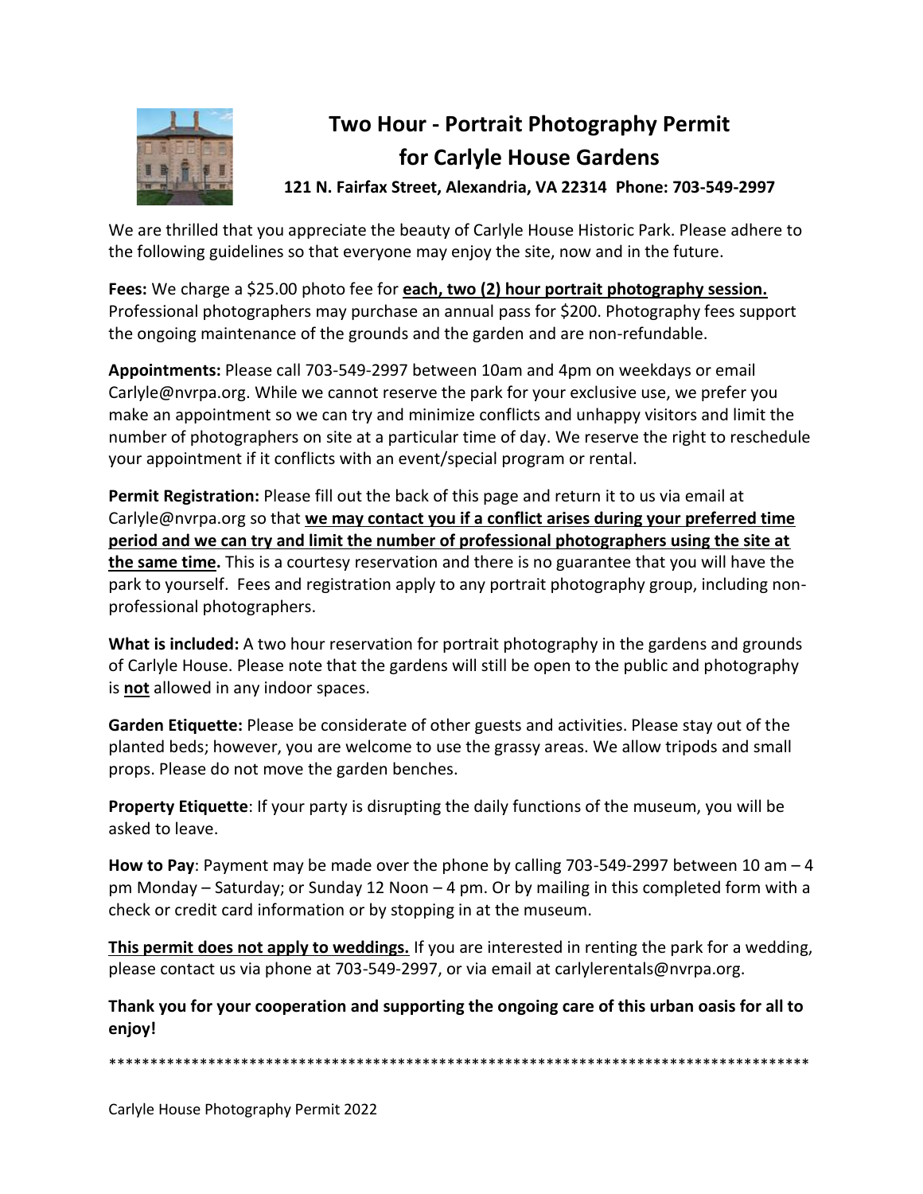# Two Hour - Portrait Photography Permit for Carlyle House Gardens

**121 N. Fairfax Street, Alexandria, VA 22314 Phone: 703-549-2997**

We are thrilled that you appreciate the beauty of Carlyle House Historic Park. Please adhere to the following guidelines so that everyone may enjoy the site, now and in the future.

**Fees:** We charge a $25.00 photo fee for **each, two (2) hour portrait photography session.** Professional photographers may purchase an annual pass for $200. Photography fees support the ongoing maintenance of the grounds and the garden and are non-refundable.

**Appointments:** Please call 703-549-2997 between 10am and 4pm on weekdays or email Carlyle@nvrpa.org. While we cannot reserve the park for your exclusive use, we prefer you make an appointment so we can try and minimize conflicts and unhappy visitors and limit the number of photographers on site at a particular time of day. We reserve the right to reschedule your appointment if it conflicts with an event/special program or rental.

**Permit Registration:** Please fill out the back of this page and return it to us via email at Carlyle@nvrpa.org so that **we may contact you if a conflict arises during your preferred time period and we can try and limit the number of professional photographers using the site at the same time.** This is a courtesy reservation and there is no guarantee that you will have the park to yourself. Fees and registration apply to any portrait photography group, including non-professional photographers.

**What is included:** A two hour reservation for portrait photography in the gardens and grounds of Carlyle House. Please note that the gardens will still be open to the public and photography is **not** allowed in any indoor spaces.

**Garden Etiquette:** Please be considerate of other guests and activities. Please stay out of the planted beds; however, you are welcome to use the grassy areas. We allow tripods and small props. Please do not move the garden benches.

**Property Etiquette**: If your party is disrupting the daily functions of the museum, you will be asked to leave.

**How to Pay**: Payment may be made over the phone by calling 703-549-2997 between 10 am – 4 pm Monday – Saturday; or Sunday 12 Noon – 4 pm. Or by mailing in this completed form with a check or credit card information or by stopping in at the museum.

**This permit does not apply to weddings.** If you are interested in renting the park for a wedding, please contact us via phone at 703-549-2997, or via email at carlylerentals@nvrpa.org.

**Thank you for your cooperation and supporting the ongoing care of this urban oasis for all to enjoy!**

*******************************************************************************************

Carlyle House Photography Permit 2022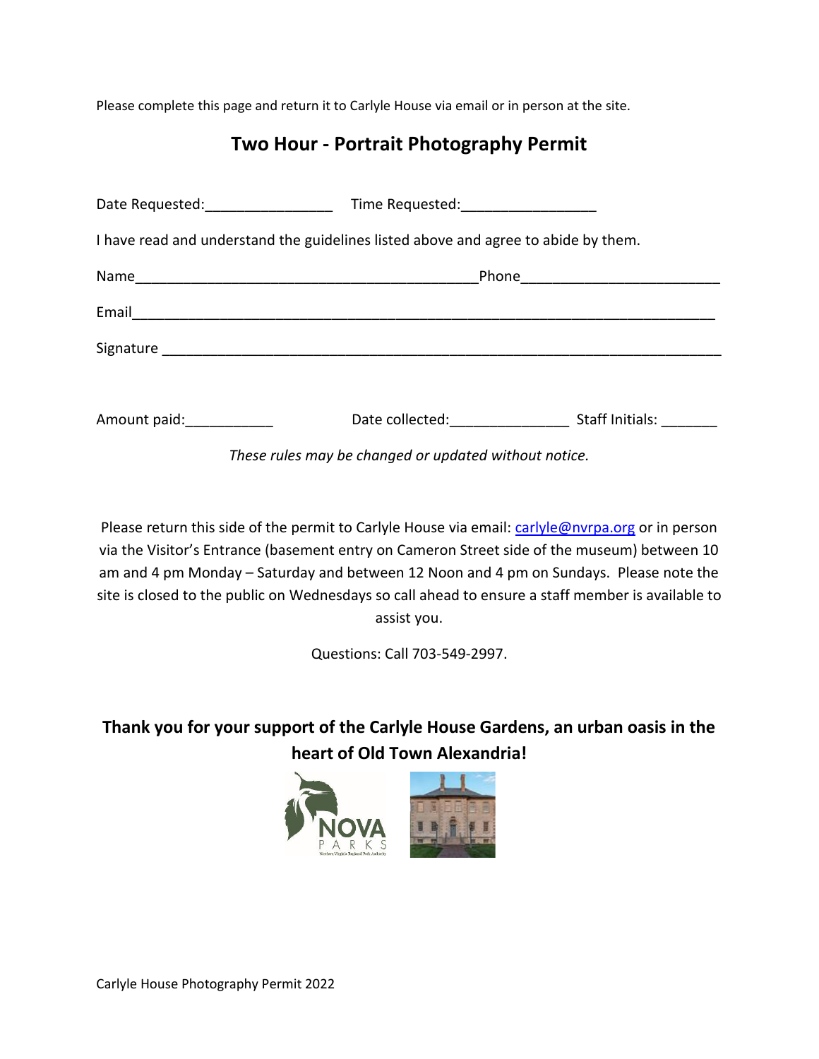Please complete this page and return it to Carlyle House via email or in person at the site.

## Two Hour - Portrait Photography Permit

Date Requested:________________ Time Requested:________________

I have read and understand the guidelines listed above and agree to abide by them.

Name____________________________________________Phone________________________

Email___________________________________________________________________________

Signature ________________________________________________________________________

Amount paid:___________ Date collected:_______________ Staff Initials: _______

*These rules may be changed or updated without notice.*

Please return this side of the permit to Carlyle House via email: carlyle@nvrpa.org or in person via the Visitor's Entrance (basement entry on Cameron Street side of the museum) between 10 am and 4 pm Monday – Saturday and between 12 Noon and 4 pm on Sundays. Please note the site is closed to the public on Wednesdays so call ahead to ensure a staff member is available to assist you.

Questions: Call 703-549-2997.

**Thank you for your support of the Carlyle House Gardens, an urban oasis in the heart of Old Town Alexandria!**

Carlyle House Photography Permit 2022